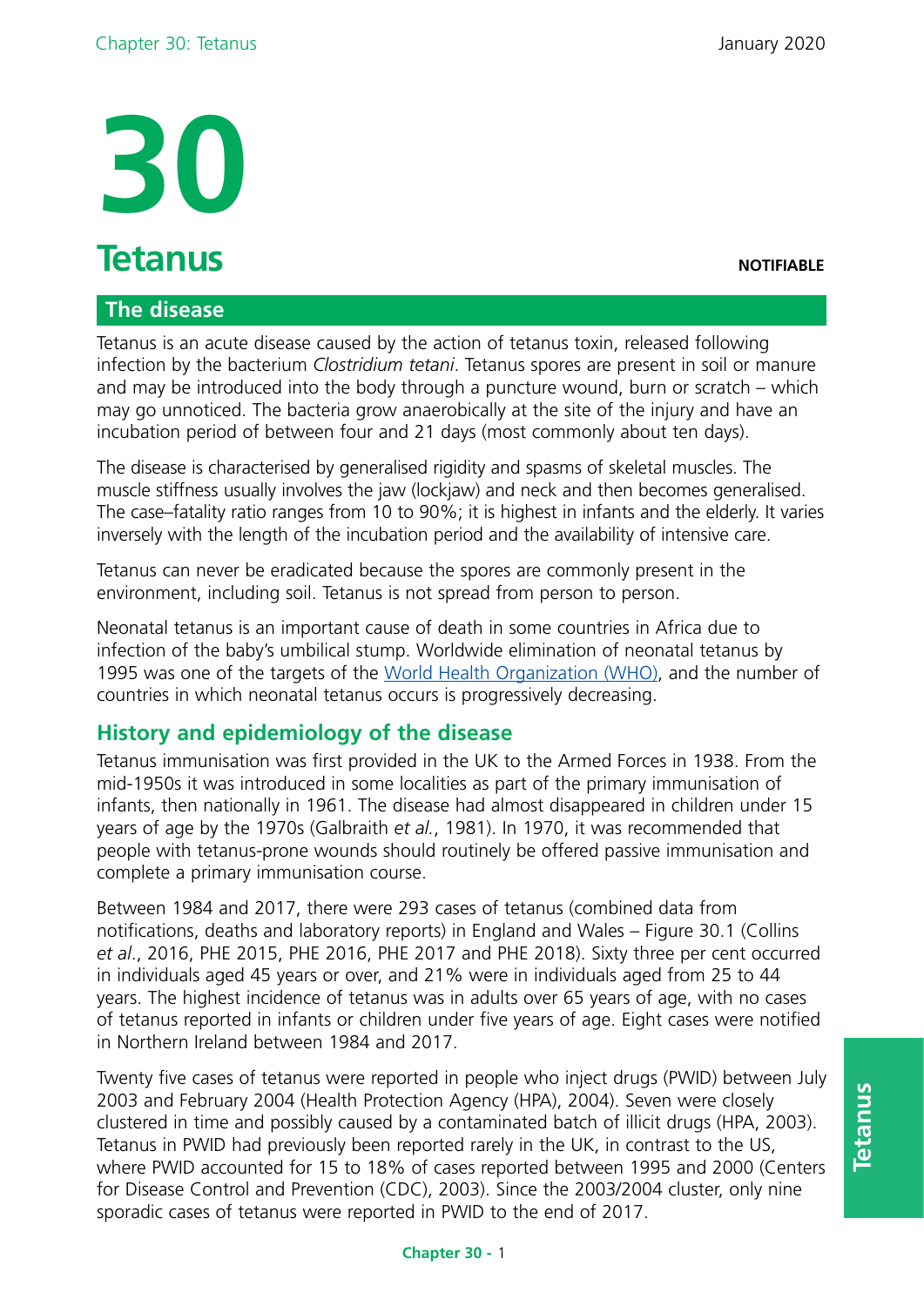# 30

# Tetanus

**NOTIFIABLE**

## The disease

Tetanus is an acute disease caused by the action of tetanus toxin, released following infection by the bacterium *Clostridium tetani*. Tetanus spores are present in soil or manure and may be introduced into the body through a puncture wound, burn or scratch – which may go unnoticed. The bacteria grow anaerobically at the site of the injury and have an incubation period of between four and 21 days (most commonly about ten days).

The disease is characterised by generalised rigidity and spasms of skeletal muscles. The muscle stiffness usually involves the jaw (lockjaw) and neck and then becomes generalised. The case–fatality ratio ranges from 10 to 90%; it is highest in infants and the elderly. It varies inversely with the length of the incubation period and the availability of intensive care.

Tetanus can never be eradicated because the spores are commonly present in the environment, including soil. Tetanus is not spread from person to person.

Neonatal tetanus is an important cause of death in some countries in Africa due to infection of the baby's umbilical stump. Worldwide elimination of neonatal tetanus by 1995 was one of the targets of the World Health Organization (WHO), and the number of countries in which neonatal tetanus occurs is progressively decreasing.

### History and epidemiology of the disease

Tetanus immunisation was first provided in the UK to the Armed Forces in 1938. From the mid-1950s it was introduced in some localities as part of the primary immunisation of infants, then nationally in 1961. The disease had almost disappeared in children under 15 years of age by the 1970s (Galbraith *et al.*, 1981). In 1970, it was recommended that people with tetanus-prone wounds should routinely be offered passive immunisation and complete a primary immunisation course.

Between 1984 and 2017, there were 293 cases of tetanus (combined data from notifications, deaths and laboratory reports) in England and Wales – Figure 30.1 (Collins *et al*., 2016, PHE 2015, PHE 2016, PHE 2017 and PHE 2018). Sixty three per cent occurred in individuals aged 45 years or over, and 21% were in individuals aged from 25 to 44 years. The highest incidence of tetanus was in adults over 65 years of age, with no cases of tetanus reported in infants or children under five years of age. Eight cases were notified in Northern Ireland between 1984 and 2017.

Twenty five cases of tetanus were reported in people who inject drugs (PWID) between July 2003 and February 2004 (Health Protection Agency (HPA), 2004). Seven were closely clustered in time and possibly caused by a contaminated batch of illicit drugs (HPA, 2003). Tetanus in PWID had previously been reported rarely in the UK, in contrast to the US, where PWID accounted for 15 to 18% of cases reported between 1995 and 2000 (Centers for Disease Control and Prevention (CDC), 2003). Since the 2003/2004 cluster, only nine sporadic cases of tetanus were reported in PWID to the end of 2017.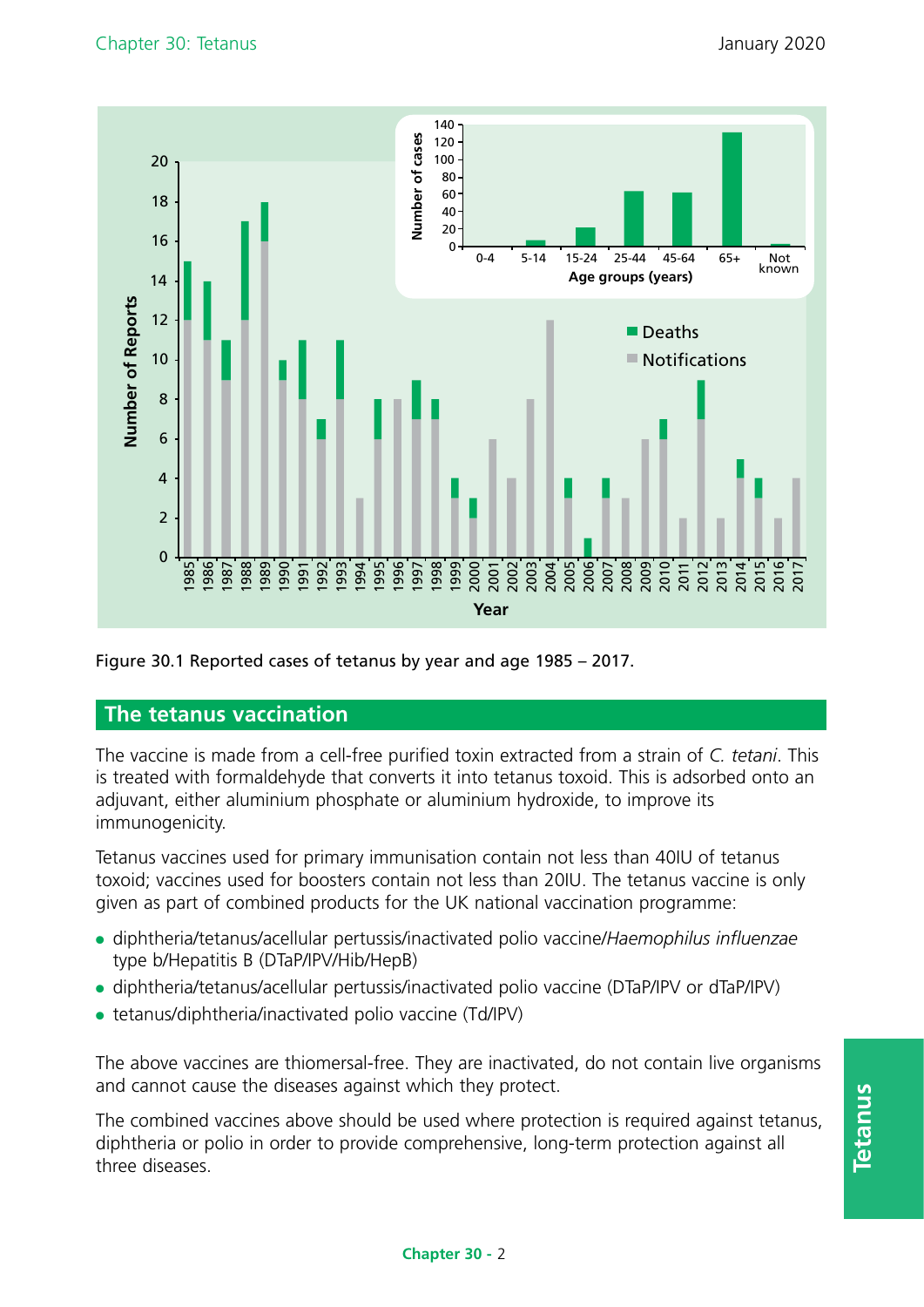Figure 30.1 Reported cases of tetanus by year and age 1985 – 2017.

## The tetanus vaccination

The vaccine is made from a cell-free purified toxin extracted from a strain of *C. tetani*. This is treated with formaldehyde that converts it into tetanus toxoid. This is adsorbed onto an adjuvant, either aluminium phosphate or aluminium hydroxide, to improve its immunogenicity.

Tetanus vaccines used for primary immunisation contain not less than 40IU of tetanus toxoid; vaccines used for boosters contain not less than 20IU. The tetanus vaccine is only given as part of combined products for the UK national vaccination programme:

- diphtheria/tetanus/acellular pertussis/inactivated polio vaccine/*Haemophilus influenzae* type b/Hepatitis B (DTaP/IPV/Hib/HepB)
- diphtheria/tetanus/acellular pertussis/inactivated polio vaccine (DTaP/IPV or dTaP/IPV)
- tetanus/diphtheria/inactivated polio vaccine (Td/IPV)

The above vaccines are thiomersal-free. They are inactivated, do not contain live organisms and cannot cause the diseases against which they protect.

The combined vaccines above should be used where protection is required against tetanus, diphtheria or polio in order to provide comprehensive, long-term protection against all three diseases.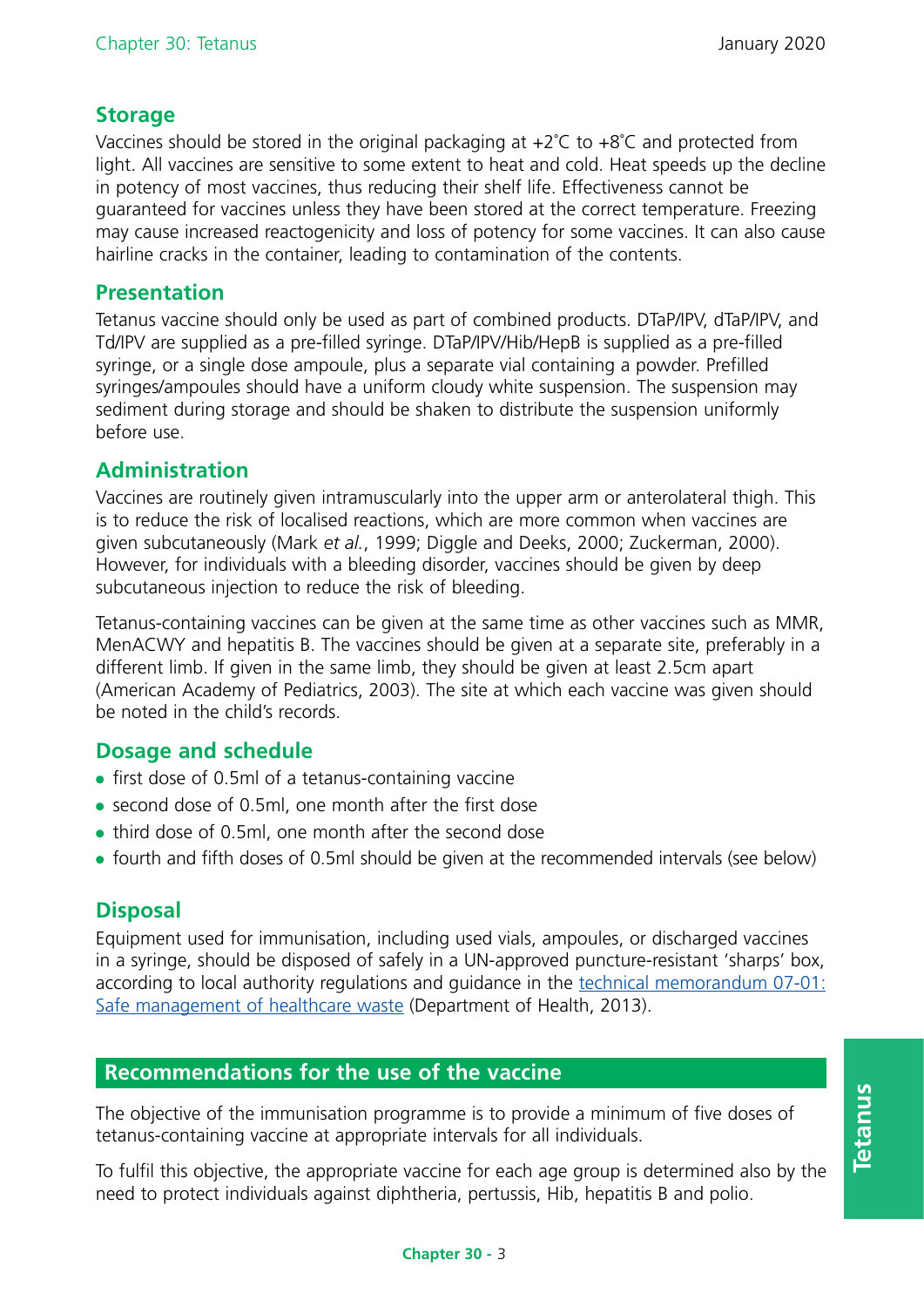## Storage

Vaccines should be stored in the original packaging at +2˚C to +8˚C and protected from light. All vaccines are sensitive to some extent to heat and cold. Heat speeds up the decline in potency of most vaccines, thus reducing their shelf life. Effectiveness cannot be guaranteed for vaccines unless they have been stored at the correct temperature. Freezing may cause increased reactogenicity and loss of potency for some vaccines. It can also cause hairline cracks in the container, leading to contamination of the contents.

## Presentation

Tetanus vaccine should only be used as part of combined products. DTaP/IPV, dTaP/IPV, and Td/IPV are supplied as a pre-filled syringe. DTaP/IPV/Hib/HepB is supplied as a pre-filled syringe, or a single dose ampoule, plus a separate vial containing a powder. Prefilled syringes/ampoules should have a uniform cloudy white suspension. The suspension may sediment during storage and should be shaken to distribute the suspension uniformly before use.

## Administration

Vaccines are routinely given intramuscularly into the upper arm or anterolateral thigh. This is to reduce the risk of localised reactions, which are more common when vaccines are given subcutaneously (Mark *et al.*, 1999; Diggle and Deeks, 2000; Zuckerman, 2000). However, for individuals with a bleeding disorder, vaccines should be given by deep subcutaneous injection to reduce the risk of bleeding.

Tetanus-containing vaccines can be given at the same time as other vaccines such as MMR, MenACWY and hepatitis B. The vaccines should be given at a separate site, preferably in a different limb. If given in the same limb, they should be given at least 2.5cm apart (American Academy of Pediatrics, 2003). The site at which each vaccine was given should be noted in the child's records.

## Dosage and schedule

- first dose of 0.5ml of a tetanus-containing vaccine
- second dose of 0.5ml, one month after the first dose
- third dose of 0.5ml, one month after the second dose
- fourth and fifth doses of 0.5ml should be given at the recommended intervals (see below)

## Disposal

Equipment used for immunisation, including used vials, ampoules, or discharged vaccines in a syringe, should be disposed of safely in a UN-approved puncture-resistant 'sharps' box, according to local authority regulations and guidance in the technical memorandum 07-01: Safe management of healthcare waste (Department of Health, 2013).

## Recommendations for the use of the vaccine

The objective of the immunisation programme is to provide a minimum of five doses of tetanus-containing vaccine at appropriate intervals for all individuals.

To fulfil this objective, the appropriate vaccine for each age group is determined also by the need to protect individuals against diphtheria, pertussis, Hib, hepatitis B and polio.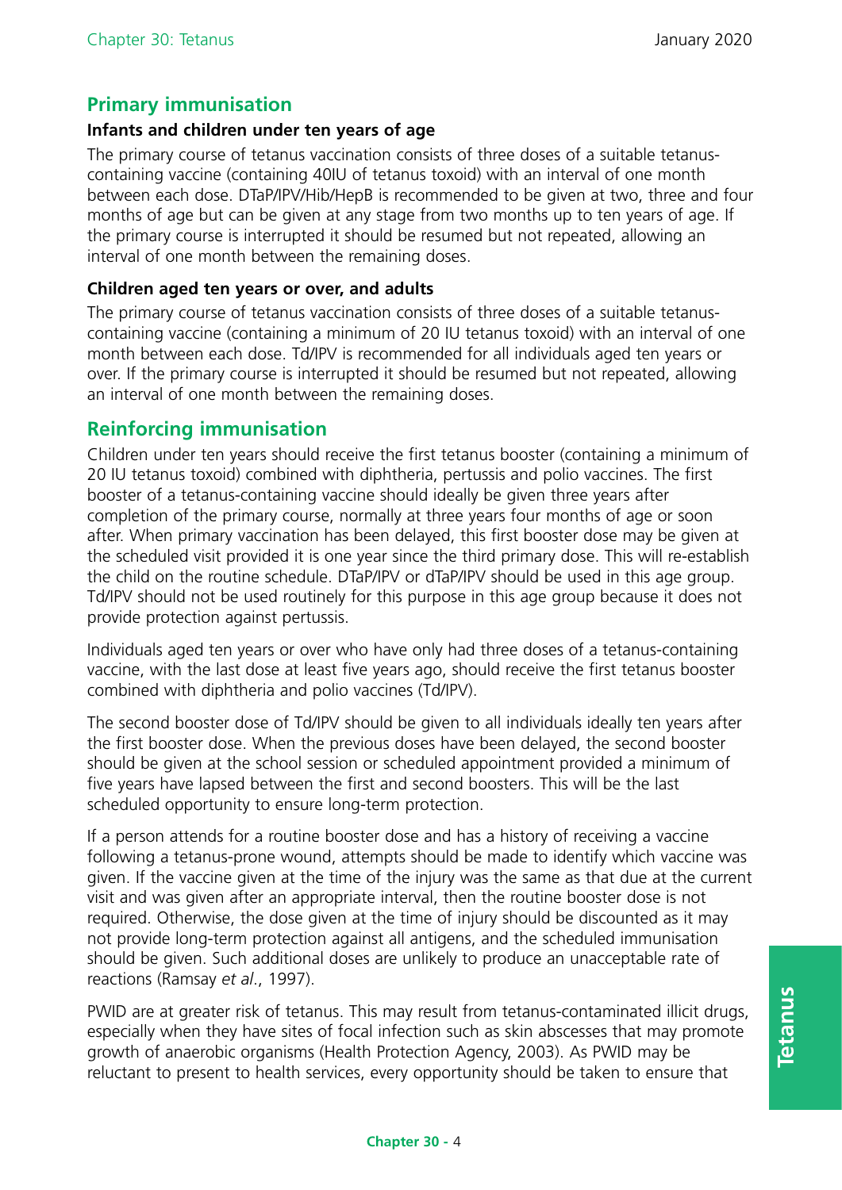## Primary immunisation

### Infants and children under ten years of age

The primary course of tetanus vaccination consists of three doses of a suitable tetanus-containing vaccine (containing 40IU of tetanus toxoid) with an interval of one month between each dose. DTaP/IPV/Hib/HepB is recommended to be given at two, three and four months of age but can be given at any stage from two months up to ten years of age. If the primary course is interrupted it should be resumed but not repeated, allowing an interval of one month between the remaining doses.

### Children aged ten years or over, and adults

The primary course of tetanus vaccination consists of three doses of a suitable tetanus-containing vaccine (containing a minimum of 20 IU tetanus toxoid) with an interval of one month between each dose. Td/IPV is recommended for all individuals aged ten years or over. If the primary course is interrupted it should be resumed but not repeated, allowing an interval of one month between the remaining doses.

## Reinforcing immunisation

Children under ten years should receive the first tetanus booster (containing a minimum of 20 IU tetanus toxoid) combined with diphtheria, pertussis and polio vaccines. The first booster of a tetanus-containing vaccine should ideally be given three years after completion of the primary course, normally at three years four months of age or soon after. When primary vaccination has been delayed, this first booster dose may be given at the scheduled visit provided it is one year since the third primary dose. This will re-establish the child on the routine schedule. DTaP/IPV or dTaP/IPV should be used in this age group. Td/IPV should not be used routinely for this purpose in this age group because it does not provide protection against pertussis.

Individuals aged ten years or over who have only had three doses of a tetanus-containing vaccine, with the last dose at least five years ago, should receive the first tetanus booster combined with diphtheria and polio vaccines (Td/IPV).

The second booster dose of Td/IPV should be given to all individuals ideally ten years after the first booster dose. When the previous doses have been delayed, the second booster should be given at the school session or scheduled appointment provided a minimum of five years have lapsed between the first and second boosters. This will be the last scheduled opportunity to ensure long-term protection.

If a person attends for a routine booster dose and has a history of receiving a vaccine following a tetanus-prone wound, attempts should be made to identify which vaccine was given. If the vaccine given at the time of the injury was the same as that due at the current visit and was given after an appropriate interval, then the routine booster dose is not required. Otherwise, the dose given at the time of injury should be discounted as it may not provide long-term protection against all antigens, and the scheduled immunisation should be given. Such additional doses are unlikely to produce an unacceptable rate of reactions (Ramsay *et al*., 1997).

PWID are at greater risk of tetanus. This may result from tetanus-contaminated illicit drugs, especially when they have sites of focal infection such as skin abscesses that may promote growth of anaerobic organisms (Health Protection Agency, 2003). As PWID may be reluctant to present to health services, every opportunity should be taken to ensure that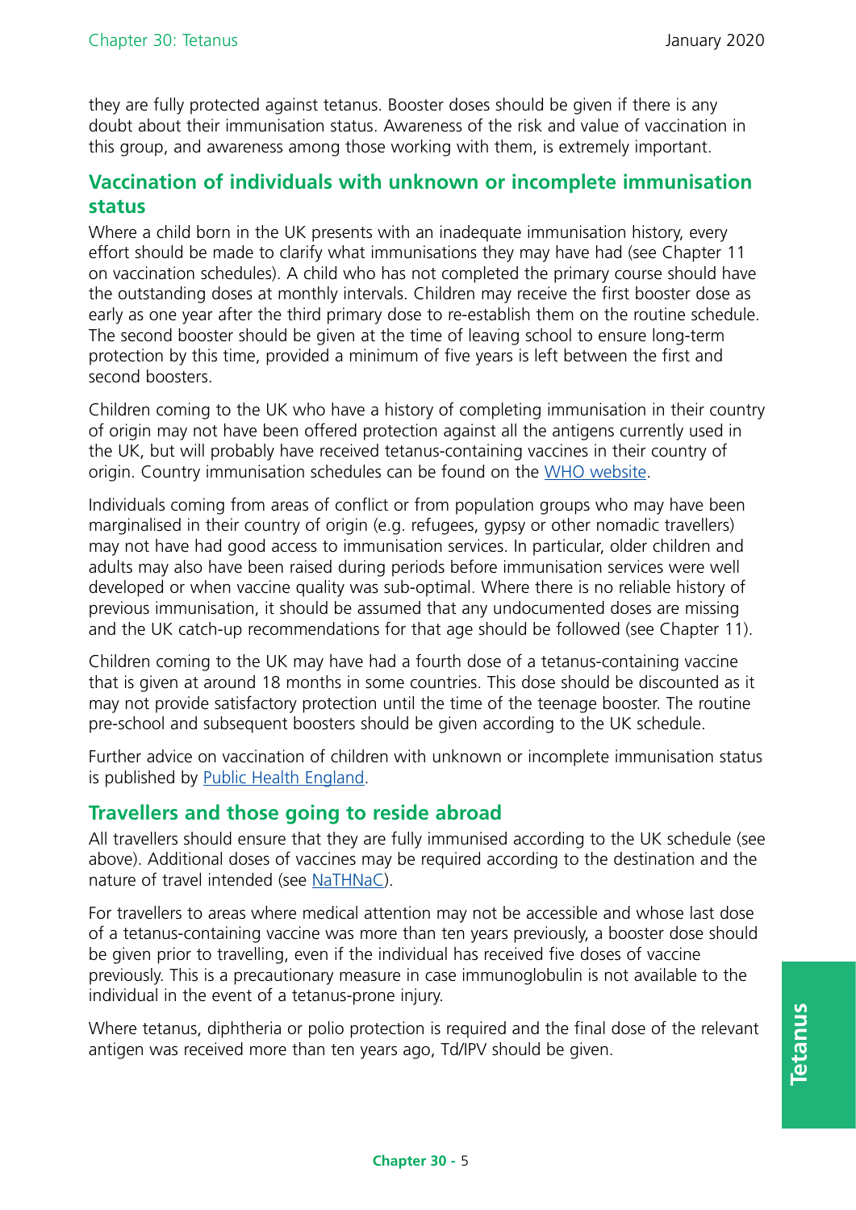they are fully protected against tetanus. Booster doses should be given if there is any doubt about their immunisation status. Awareness of the risk and value of vaccination in this group, and awareness among those working with them, is extremely important.

## Vaccination of individuals with unknown or incomplete immunisation status

Where a child born in the UK presents with an inadequate immunisation history, every effort should be made to clarify what immunisations they may have had (see Chapter 11 on vaccination schedules). A child who has not completed the primary course should have the outstanding doses at monthly intervals. Children may receive the first booster dose as early as one year after the third primary dose to re-establish them on the routine schedule. The second booster should be given at the time of leaving school to ensure long-term protection by this time, provided a minimum of five years is left between the first and second boosters.

Children coming to the UK who have a history of completing immunisation in their country of origin may not have been offered protection against all the antigens currently used in the UK, but will probably have received tetanus-containing vaccines in their country of origin. Country immunisation schedules can be found on the WHO website.

Individuals coming from areas of conflict or from population groups who may have been marginalised in their country of origin (e.g. refugees, gypsy or other nomadic travellers) may not have had good access to immunisation services. In particular, older children and adults may also have been raised during periods before immunisation services were well developed or when vaccine quality was sub-optimal. Where there is no reliable history of previous immunisation, it should be assumed that any undocumented doses are missing and the UK catch-up recommendations for that age should be followed (see Chapter 11).

Children coming to the UK may have had a fourth dose of a tetanus-containing vaccine that is given at around 18 months in some countries. This dose should be discounted as it may not provide satisfactory protection until the time of the teenage booster. The routine pre-school and subsequent boosters should be given according to the UK schedule.

Further advice on vaccination of children with unknown or incomplete immunisation status is published by Public Health England.

## Travellers and those going to reside abroad

All travellers should ensure that they are fully immunised according to the UK schedule (see above). Additional doses of vaccines may be required according to the destination and the nature of travel intended (see NaTHNaC).

For travellers to areas where medical attention may not be accessible and whose last dose of a tetanus-containing vaccine was more than ten years previously, a booster dose should be given prior to travelling, even if the individual has received five doses of vaccine previously. This is a precautionary measure in case immunoglobulin is not available to the individual in the event of a tetanus-prone injury.

Where tetanus, diphtheria or polio protection is required and the final dose of the relevant antigen was received more than ten years ago, Td/IPV should be given.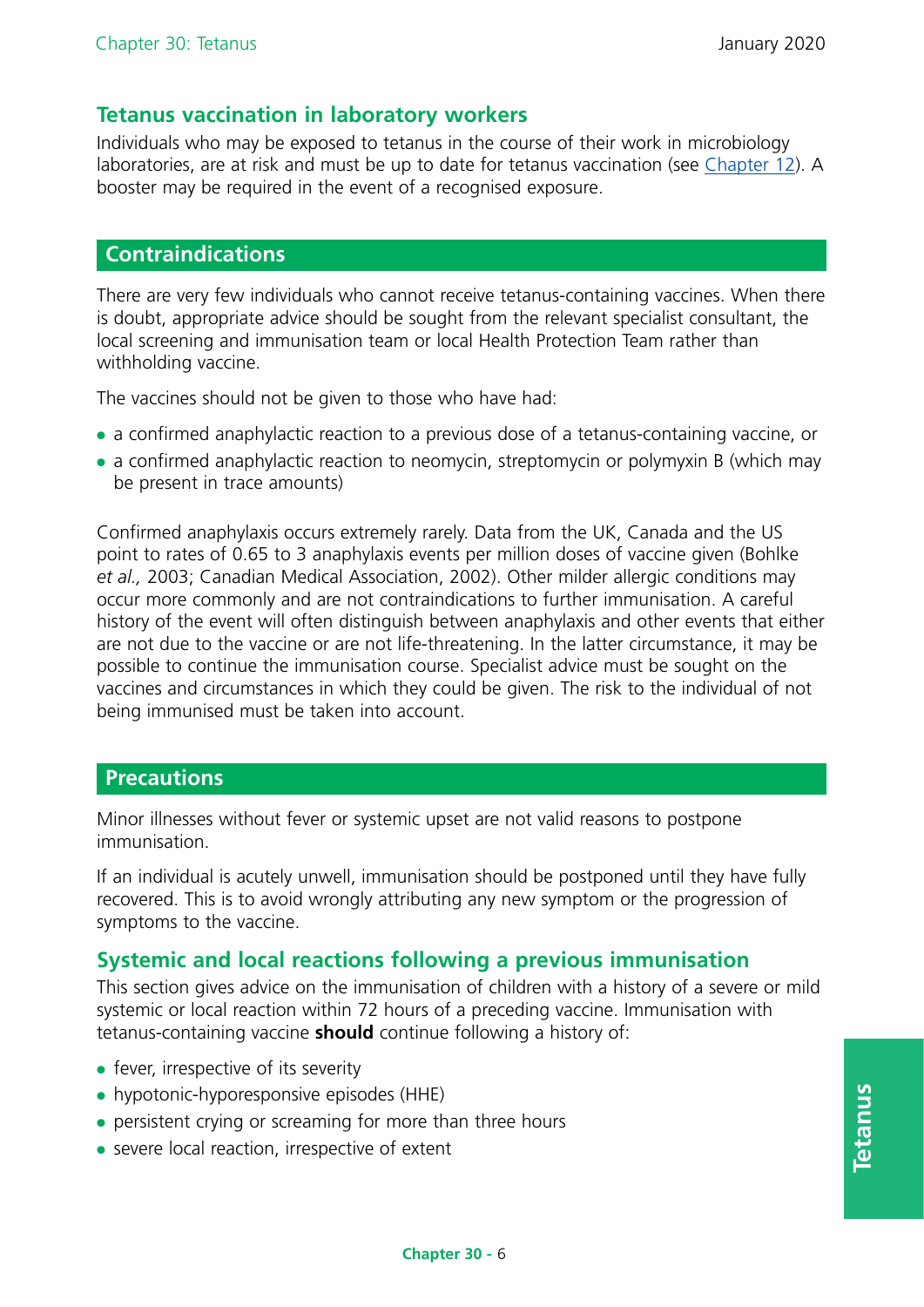### Tetanus vaccination in laboratory workers

Individuals who may be exposed to tetanus in the course of their work in microbiology laboratories, are at risk and must be up to date for tetanus vaccination (see Chapter 12). A booster may be required in the event of a recognised exposure.

## Contraindications

There are very few individuals who cannot receive tetanus-containing vaccines. When there is doubt, appropriate advice should be sought from the relevant specialist consultant, the local screening and immunisation team or local Health Protection Team rather than withholding vaccine.

The vaccines should not be given to those who have had:

- a confirmed anaphylactic reaction to a previous dose of a tetanus-containing vaccine, or
- a confirmed anaphylactic reaction to neomycin, streptomycin or polymyxin B (which may be present in trace amounts)

Confirmed anaphylaxis occurs extremely rarely. Data from the UK, Canada and the US point to rates of 0.65 to 3 anaphylaxis events per million doses of vaccine given (Bohlke *et al.,* 2003; Canadian Medical Association, 2002). Other milder allergic conditions may occur more commonly and are not contraindications to further immunisation. A careful history of the event will often distinguish between anaphylaxis and other events that either are not due to the vaccine or are not life-threatening. In the latter circumstance, it may be possible to continue the immunisation course. Specialist advice must be sought on the vaccines and circumstances in which they could be given. The risk to the individual of not being immunised must be taken into account.

## Precautions

Minor illnesses without fever or systemic upset are not valid reasons to postpone immunisation.

If an individual is acutely unwell, immunisation should be postponed until they have fully recovered. This is to avoid wrongly attributing any new symptom or the progression of symptoms to the vaccine.

### Systemic and local reactions following a previous immunisation

This section gives advice on the immunisation of children with a history of a severe or mild systemic or local reaction within 72 hours of a preceding vaccine. Immunisation with tetanus-containing vaccine **should** continue following a history of:

- fever, irrespective of its severity
- hypotonic-hyporesponsive episodes (HHE)
- persistent crying or screaming for more than three hours
- severe local reaction, irrespective of extent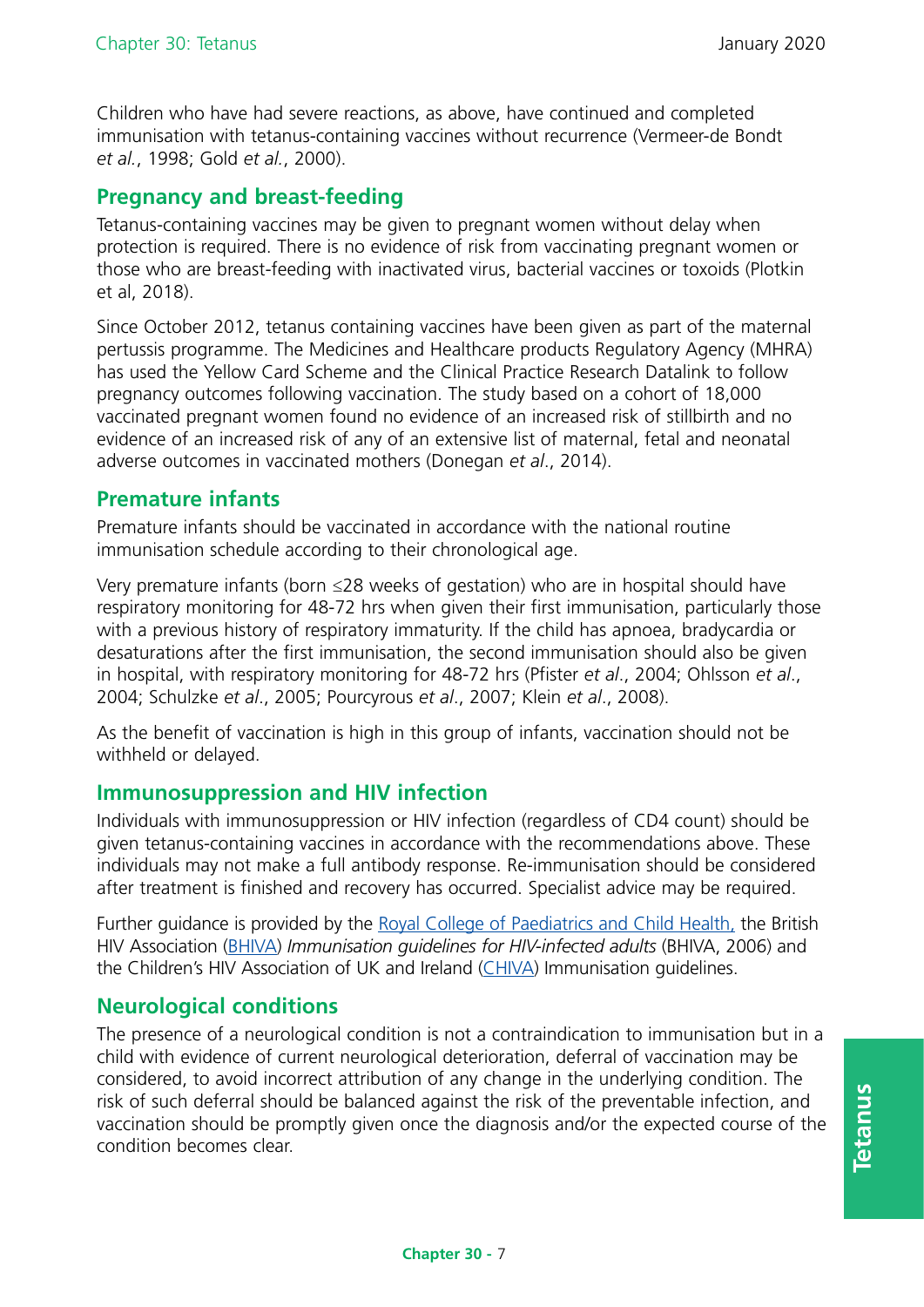Children who have had severe reactions, as above, have continued and completed immunisation with tetanus-containing vaccines without recurrence (Vermeer-de Bondt *et al.*, 1998; Gold *et al.*, 2000).

## Pregnancy and breast-feeding

Tetanus-containing vaccines may be given to pregnant women without delay when protection is required. There is no evidence of risk from vaccinating pregnant women or those who are breast-feeding with inactivated virus, bacterial vaccines or toxoids (Plotkin et al, 2018).

Since October 2012, tetanus containing vaccines have been given as part of the maternal pertussis programme. The Medicines and Healthcare products Regulatory Agency (MHRA) has used the Yellow Card Scheme and the Clinical Practice Research Datalink to follow pregnancy outcomes following vaccination. The study based on a cohort of 18,000 vaccinated pregnant women found no evidence of an increased risk of stillbirth and no evidence of an increased risk of any of an extensive list of maternal, fetal and neonatal adverse outcomes in vaccinated mothers (Donegan *et al*., 2014).

## Premature infants

Premature infants should be vaccinated in accordance with the national routine immunisation schedule according to their chronological age.

Very premature infants (born ≤28 weeks of gestation) who are in hospital should have respiratory monitoring for 48-72 hrs when given their first immunisation, particularly those with a previous history of respiratory immaturity. If the child has apnoea, bradycardia or desaturations after the first immunisation, the second immunisation should also be given in hospital, with respiratory monitoring for 48-72 hrs (Pfister *et al*., 2004; Ohlsson *et al*., 2004; Schulzke *et al*., 2005; Pourcyrous *et al*., 2007; Klein *et al*., 2008).

As the benefit of vaccination is high in this group of infants, vaccination should not be withheld or delayed.

## Immunosuppression and HIV infection

Individuals with immunosuppression or HIV infection (regardless of CD4 count) should be given tetanus-containing vaccines in accordance with the recommendations above. These individuals may not make a full antibody response. Re-immunisation should be considered after treatment is finished and recovery has occurred. Specialist advice may be required.

Further guidance is provided by the Royal College of Paediatrics and Child Health, the British HIV Association (BHIVA) *Immunisation guidelines for HIV-infected adults* (BHIVA, 2006) and the Children's HIV Association of UK and Ireland (CHIVA) Immunisation guidelines.

## Neurological conditions

The presence of a neurological condition is not a contraindication to immunisation but in a child with evidence of current neurological deterioration, deferral of vaccination may be considered, to avoid incorrect attribution of any change in the underlying condition. The risk of such deferral should be balanced against the risk of the preventable infection, and vaccination should be promptly given once the diagnosis and/or the expected course of the condition becomes clear.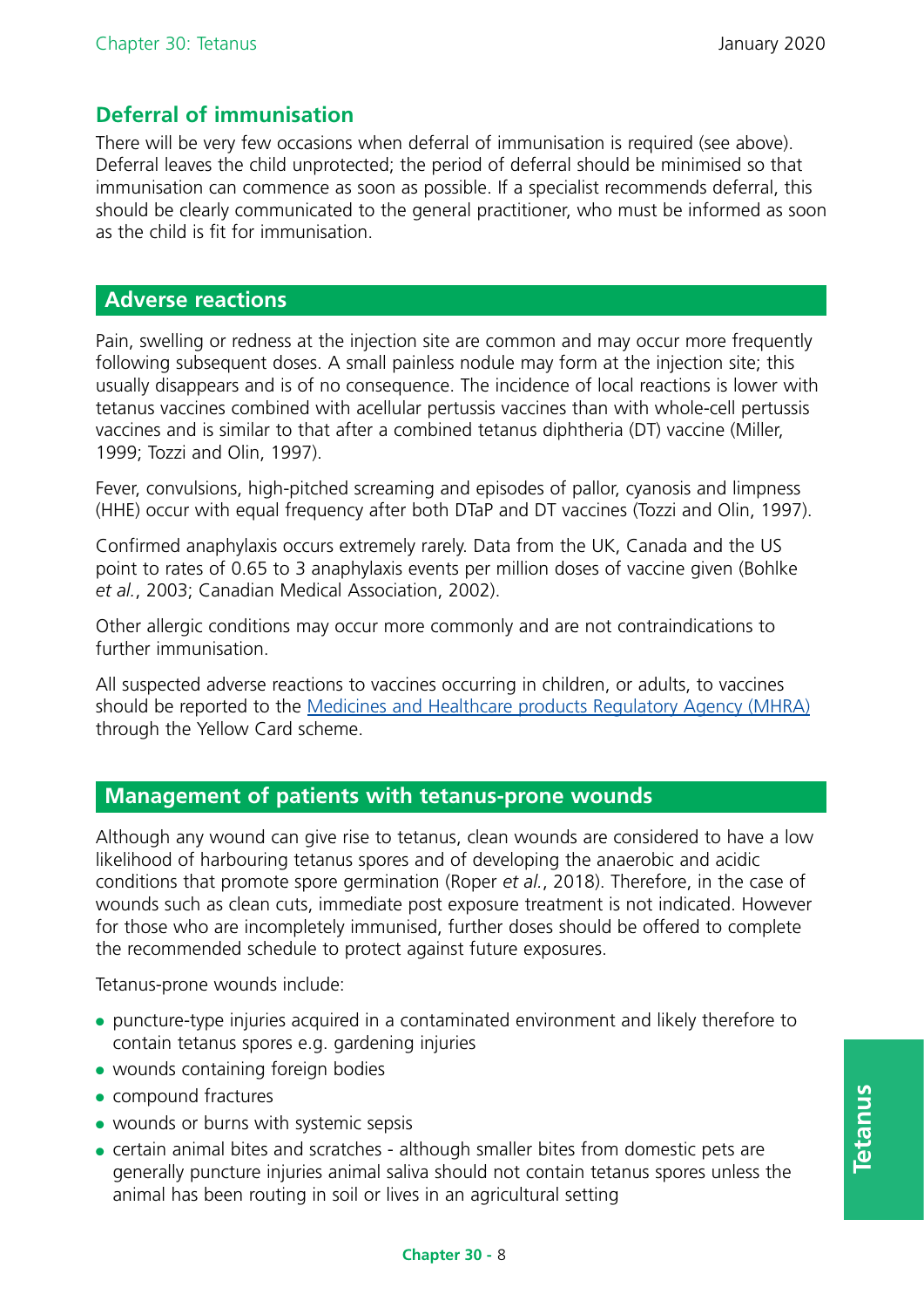## Deferral of immunisation

There will be very few occasions when deferral of immunisation is required (see above). Deferral leaves the child unprotected; the period of deferral should be minimised so that immunisation can commence as soon as possible. If a specialist recommends deferral, this should be clearly communicated to the general practitioner, who must be informed as soon as the child is fit for immunisation.

## Adverse reactions

Pain, swelling or redness at the injection site are common and may occur more frequently following subsequent doses. A small painless nodule may form at the injection site; this usually disappears and is of no consequence. The incidence of local reactions is lower with tetanus vaccines combined with acellular pertussis vaccines than with whole-cell pertussis vaccines and is similar to that after a combined tetanus diphtheria (DT) vaccine (Miller, 1999; Tozzi and Olin, 1997).

Fever, convulsions, high-pitched screaming and episodes of pallor, cyanosis and limpness (HHE) occur with equal frequency after both DTaP and DT vaccines (Tozzi and Olin, 1997).

Confirmed anaphylaxis occurs extremely rarely. Data from the UK, Canada and the US point to rates of 0.65 to 3 anaphylaxis events per million doses of vaccine given (Bohlke *et al.*, 2003; Canadian Medical Association, 2002).

Other allergic conditions may occur more commonly and are not contraindications to further immunisation.

All suspected adverse reactions to vaccines occurring in children, or adults, to vaccines should be reported to the Medicines and Healthcare products Regulatory Agency (MHRA) through the Yellow Card scheme.

## Management of patients with tetanus-prone wounds

Although any wound can give rise to tetanus, clean wounds are considered to have a low likelihood of harbouring tetanus spores and of developing the anaerobic and acidic conditions that promote spore germination (Roper *et al.*, 2018). Therefore, in the case of wounds such as clean cuts, immediate post exposure treatment is not indicated. However for those who are incompletely immunised, further doses should be offered to complete the recommended schedule to protect against future exposures.

Tetanus-prone wounds include:

- puncture-type injuries acquired in a contaminated environment and likely therefore to contain tetanus spores e.g. gardening injuries
- wounds containing foreign bodies
- compound fractures
- wounds or burns with systemic sepsis
- certain animal bites and scratches - although smaller bites from domestic pets are generally puncture injuries animal saliva should not contain tetanus spores unless the animal has been routing in soil or lives in an agricultural setting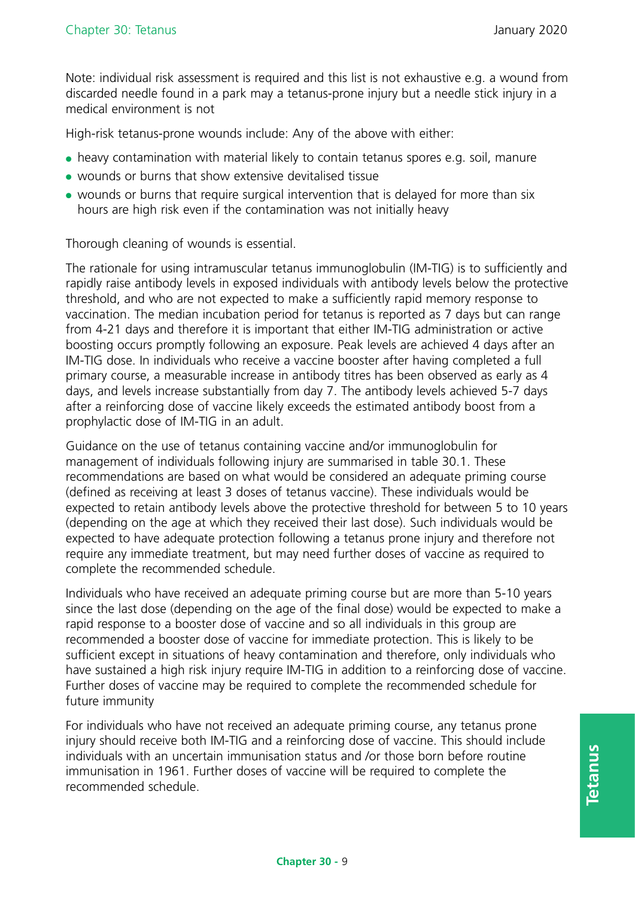Note: individual risk assessment is required and this list is not exhaustive e.g. a wound from discarded needle found in a park may a tetanus-prone injury but a needle stick injury in a medical environment is not

High-risk tetanus-prone wounds include: Any of the above with either:

- heavy contamination with material likely to contain tetanus spores e.g. soil, manure
- wounds or burns that show extensive devitalised tissue
- wounds or burns that require surgical intervention that is delayed for more than six hours are high risk even if the contamination was not initially heavy

Thorough cleaning of wounds is essential.

The rationale for using intramuscular tetanus immunoglobulin (IM-TIG) is to sufficiently and rapidly raise antibody levels in exposed individuals with antibody levels below the protective threshold, and who are not expected to make a sufficiently rapid memory response to vaccination. The median incubation period for tetanus is reported as 7 days but can range from 4-21 days and therefore it is important that either IM-TIG administration or active boosting occurs promptly following an exposure. Peak levels are achieved 4 days after an IM-TIG dose. In individuals who receive a vaccine booster after having completed a full primary course, a measurable increase in antibody titres has been observed as early as 4 days, and levels increase substantially from day 7. The antibody levels achieved 5-7 days after a reinforcing dose of vaccine likely exceeds the estimated antibody boost from a prophylactic dose of IM-TIG in an adult.

Guidance on the use of tetanus containing vaccine and/or immunoglobulin for management of individuals following injury are summarised in table 30.1. These recommendations are based on what would be considered an adequate priming course (defined as receiving at least 3 doses of tetanus vaccine). These individuals would be expected to retain antibody levels above the protective threshold for between 5 to 10 years (depending on the age at which they received their last dose). Such individuals would be expected to have adequate protection following a tetanus prone injury and therefore not require any immediate treatment, but may need further doses of vaccine as required to complete the recommended schedule.

Individuals who have received an adequate priming course but are more than 5-10 years since the last dose (depending on the age of the final dose) would be expected to make a rapid response to a booster dose of vaccine and so all individuals in this group are recommended a booster dose of vaccine for immediate protection. This is likely to be sufficient except in situations of heavy contamination and therefore, only individuals who have sustained a high risk injury require IM-TIG in addition to a reinforcing dose of vaccine. Further doses of vaccine may be required to complete the recommended schedule for future immunity

For individuals who have not received an adequate priming course, any tetanus prone injury should receive both IM-TIG and a reinforcing dose of vaccine. This should include individuals with an uncertain immunisation status and /or those born before routine immunisation in 1961. Further doses of vaccine will be required to complete the recommended schedule.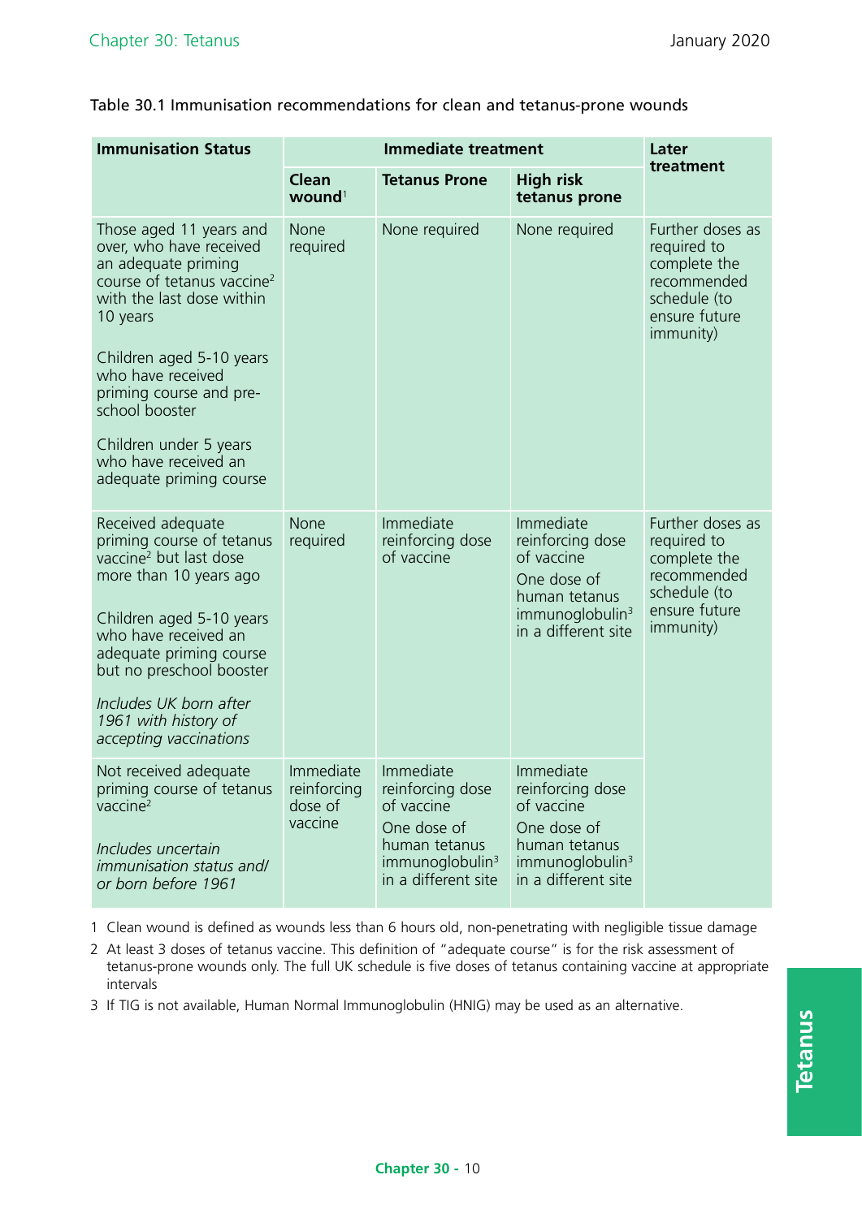Table 30.1 Immunisation recommendations for clean and tetanus-prone wounds

| Immunisation Status | Immediate treatment | | | Later treatment |
|---|---|---|---|---|
| | **Clean wound**[1] | **Tetanus Prone** | **High risk tetanus prone** | |
| Those aged 11 years and over, who have received an adequate priming course of tetanus vaccine[2] with the last dose within 10 years<br><br>Children aged 5-10 years who have received priming course and pre-school booster<br><br>Children under 5 years who have received an adequate priming course | None required | None required | None required | Further doses as required to complete the recommended schedule (to ensure future immunity) |
| Received adequate priming course of tetanus vaccine[2] but last dose more than 10 years ago<br><br>Children aged 5-10 years who have received an adequate priming course but no preschool booster<br><br>*Includes UK born after 1961 with history of accepting vaccinations* | None required | Immediate reinforcing dose of vaccine | Immediate reinforcing dose of vaccine<br>One dose of human tetanus immunoglobulin[3] in a different site | Further doses as required to complete the recommended schedule (to ensure future immunity) |
| Not received adequate priming course of tetanus vaccine[2]<br><br>*Includes uncertain immunisation status and/or born before 1961* | Immediate reinforcing dose of vaccine | Immediate reinforcing dose of vaccine<br>One dose of human tetanus immunoglobulin[3] in a different site | Immediate reinforcing dose of vaccine<br>One dose of human tetanus immunoglobulin[3] in a different site | |

1 Clean wound is defined as wounds less than 6 hours old, non-penetrating with negligible tissue damage

2 At least 3 doses of tetanus vaccine. This definition of "adequate course" is for the risk assessment of tetanus-prone wounds only. The full UK schedule is five doses of tetanus containing vaccine at appropriate intervals

3 If TIG is not available, Human Normal Immunoglobulin (HNIG) may be used as an alternative.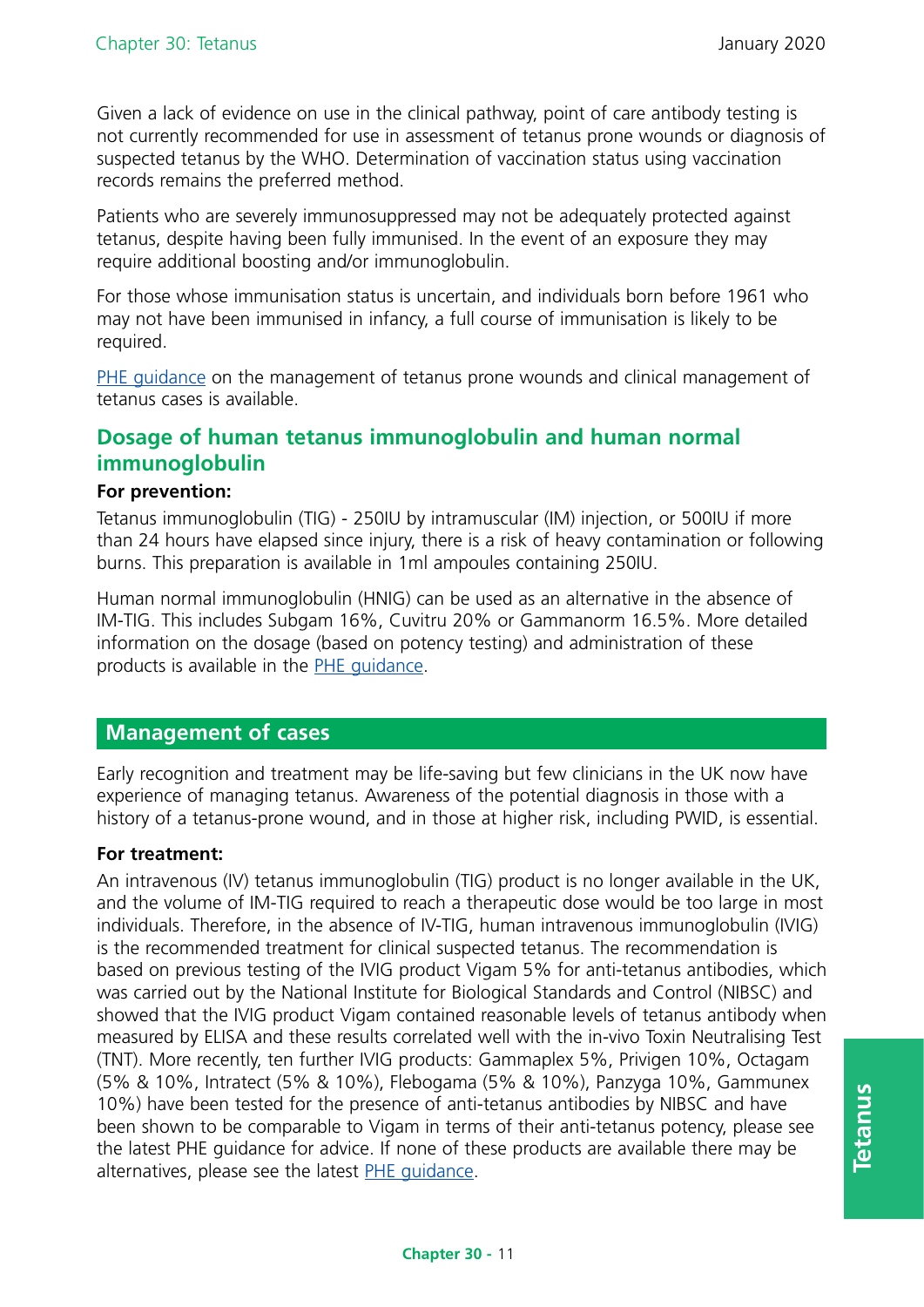Given a lack of evidence on use in the clinical pathway, point of care antibody testing is not currently recommended for use in assessment of tetanus prone wounds or diagnosis of suspected tetanus by the WHO. Determination of vaccination status using vaccination records remains the preferred method.

Patients who are severely immunosuppressed may not be adequately protected against tetanus, despite having been fully immunised. In the event of an exposure they may require additional boosting and/or immunoglobulin.

For those whose immunisation status is uncertain, and individuals born before 1961 who may not have been immunised in infancy, a full course of immunisation is likely to be required.

PHE guidance on the management of tetanus prone wounds and clinical management of tetanus cases is available.

### Dosage of human tetanus immunoglobulin and human normal immunoglobulin

**For prevention:**

Tetanus immunoglobulin (TIG) - 250IU by intramuscular (IM) injection, or 500IU if more than 24 hours have elapsed since injury, there is a risk of heavy contamination or following burns. This preparation is available in 1ml ampoules containing 250IU.

Human normal immunoglobulin (HNIG) can be used as an alternative in the absence of IM-TIG. This includes Subgam 16%, Cuvitru 20% or Gammanorm 16.5%. More detailed information on the dosage (based on potency testing) and administration of these products is available in the PHE guidance.

## Management of cases

Early recognition and treatment may be life-saving but few clinicians in the UK now have experience of managing tetanus. Awareness of the potential diagnosis in those with a history of a tetanus-prone wound, and in those at higher risk, including PWID, is essential.

**For treatment:**

An intravenous (IV) tetanus immunoglobulin (TIG) product is no longer available in the UK, and the volume of IM-TIG required to reach a therapeutic dose would be too large in most individuals. Therefore, in the absence of IV-TIG, human intravenous immunoglobulin (IVIG) is the recommended treatment for clinical suspected tetanus. The recommendation is based on previous testing of the IVIG product Vigam 5% for anti-tetanus antibodies, which was carried out by the National Institute for Biological Standards and Control (NIBSC) and showed that the IVIG product Vigam contained reasonable levels of tetanus antibody when measured by ELISA and these results correlated well with the in-vivo Toxin Neutralising Test (TNT). More recently, ten further IVIG products: Gammaplex 5%, Privigen 10%, Octagam (5% & 10%, Intratect (5% & 10%), Flebogama (5% & 10%), Panzyga 10%, Gammunex 10%) have been tested for the presence of anti-tetanus antibodies by NIBSC and have been shown to be comparable to Vigam in terms of their anti-tetanus potency, please see the latest PHE guidance for advice. If none of these products are available there may be alternatives, please see the latest PHE guidance.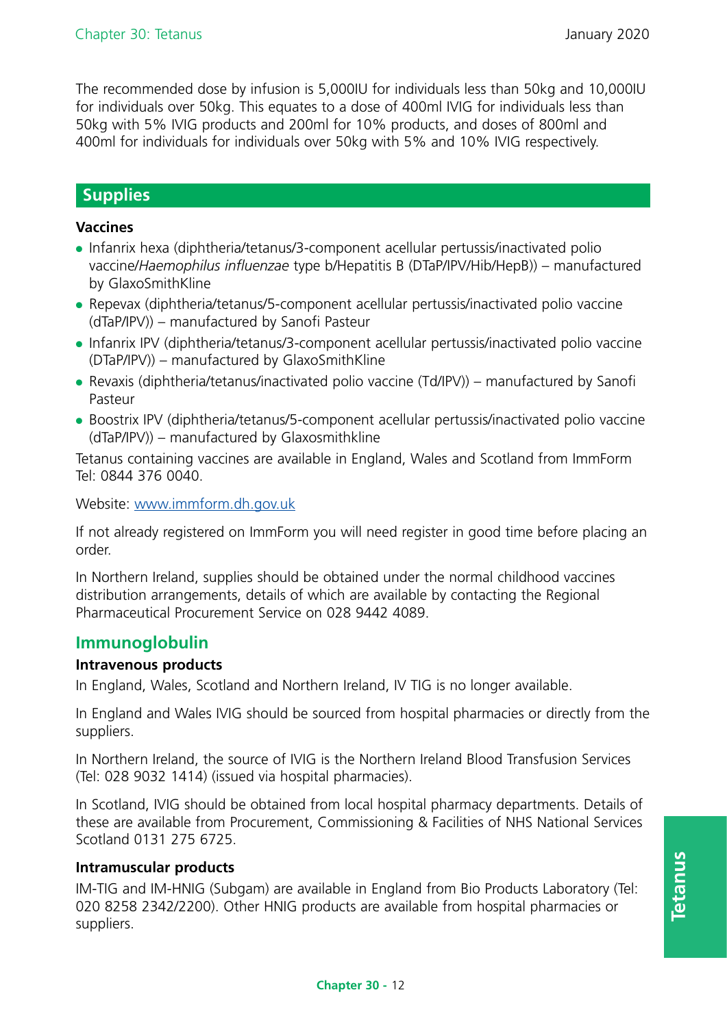The recommended dose by infusion is 5,000IU for individuals less than 50kg and 10,000IU for individuals over 50kg. This equates to a dose of 400ml IVIG for individuals less than 50kg with 5% IVIG products and 200ml for 10% products, and doses of 800ml and 400ml for individuals for individuals over 50kg with 5% and 10% IVIG respectively.

## Supplies

**Vaccines**

- Infanrix hexa (diphtheria/tetanus/3-component acellular pertussis/inactivated polio vaccine/*Haemophilus influenzae* type b/Hepatitis B (DTaP/IPV/Hib/HepB)) – manufactured by GlaxoSmithKline
- Repevax (diphtheria/tetanus/5-component acellular pertussis/inactivated polio vaccine (dTaP/IPV)) – manufactured by Sanofi Pasteur
- Infanrix IPV (diphtheria/tetanus/3-component acellular pertussis/inactivated polio vaccine (DTaP/IPV)) – manufactured by GlaxoSmithKline
- Revaxis (diphtheria/tetanus/inactivated polio vaccine (Td/IPV)) – manufactured by Sanofi Pasteur
- Boostrix IPV (diphtheria/tetanus/5-component acellular pertussis/inactivated polio vaccine (dTaP/IPV)) – manufactured by Glaxosmithkline

Tetanus containing vaccines are available in England, Wales and Scotland from ImmForm Tel: 0844 376 0040.

Website: [www.immform.dh.gov.uk](http://www.immform.dh.gov.uk)

If not already registered on ImmForm you will need register in good time before placing an order.

In Northern Ireland, supplies should be obtained under the normal childhood vaccines distribution arrangements, details of which are available by contacting the Regional Pharmaceutical Procurement Service on 028 9442 4089.

### Immunoglobulin

**Intravenous products**

In England, Wales, Scotland and Northern Ireland, IV TIG is no longer available.

In England and Wales IVIG should be sourced from hospital pharmacies or directly from the suppliers.

In Northern Ireland, the source of IVIG is the Northern Ireland Blood Transfusion Services (Tel: 028 9032 1414) (issued via hospital pharmacies).

In Scotland, IVIG should be obtained from local hospital pharmacy departments. Details of these are available from Procurement, Commissioning & Facilities of NHS National Services Scotland 0131 275 6725.

**Intramuscular products**

IM-TIG and IM-HNIG (Subgam) are available in England from Bio Products Laboratory (Tel: 020 8258 2342/2200). Other HNIG products are available from hospital pharmacies or suppliers.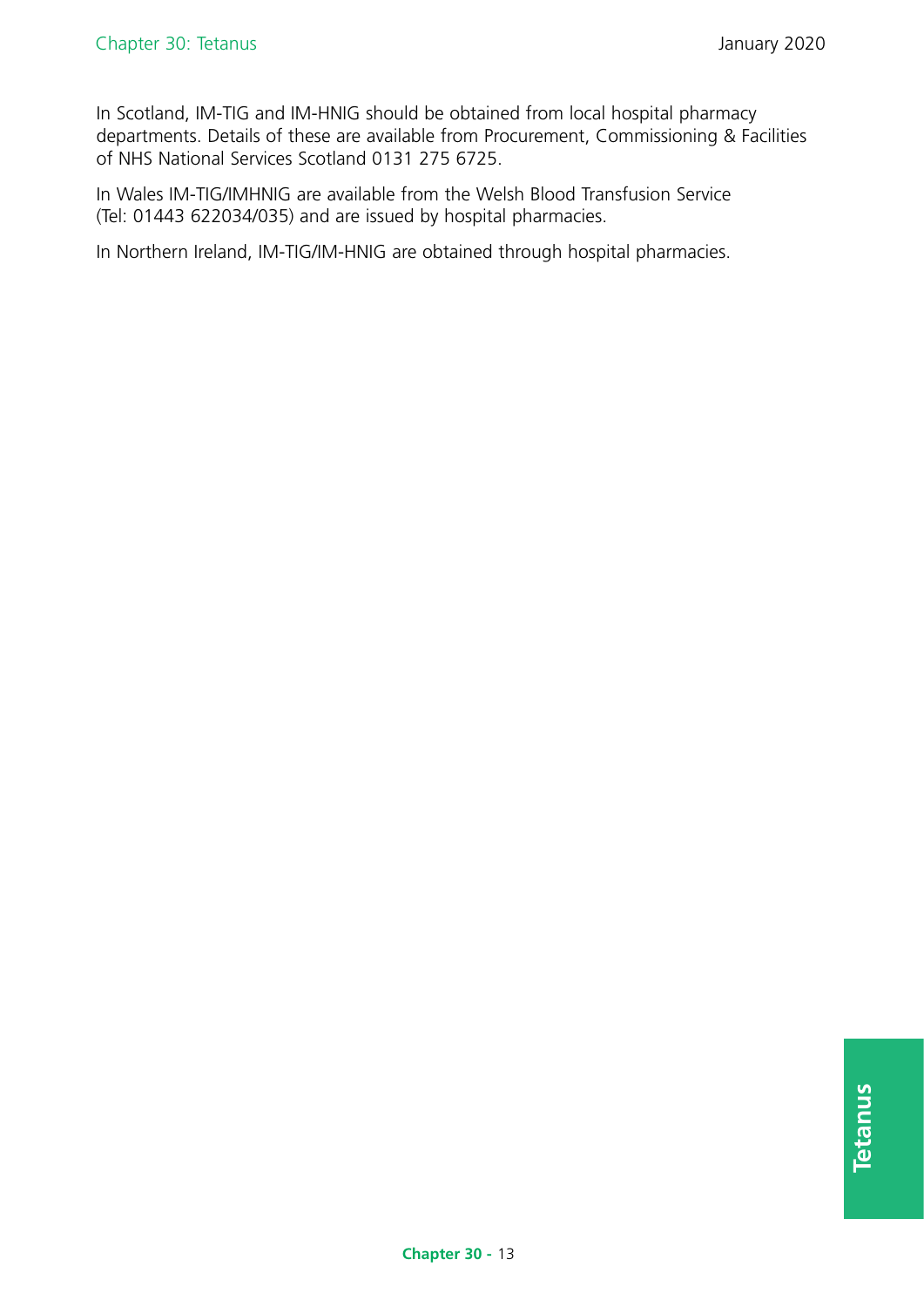In Scotland, IM-TIG and IM-HNIG should be obtained from local hospital pharmacy departments. Details of these are available from Procurement, Commissioning & Facilities of NHS National Services Scotland 0131 275 6725.

In Wales IM-TIG/IMHNIG are available from the Welsh Blood Transfusion Service (Tel: 01443 622034/035) and are issued by hospital pharmacies.

In Northern Ireland, IM-TIG/IM-HNIG are obtained through hospital pharmacies.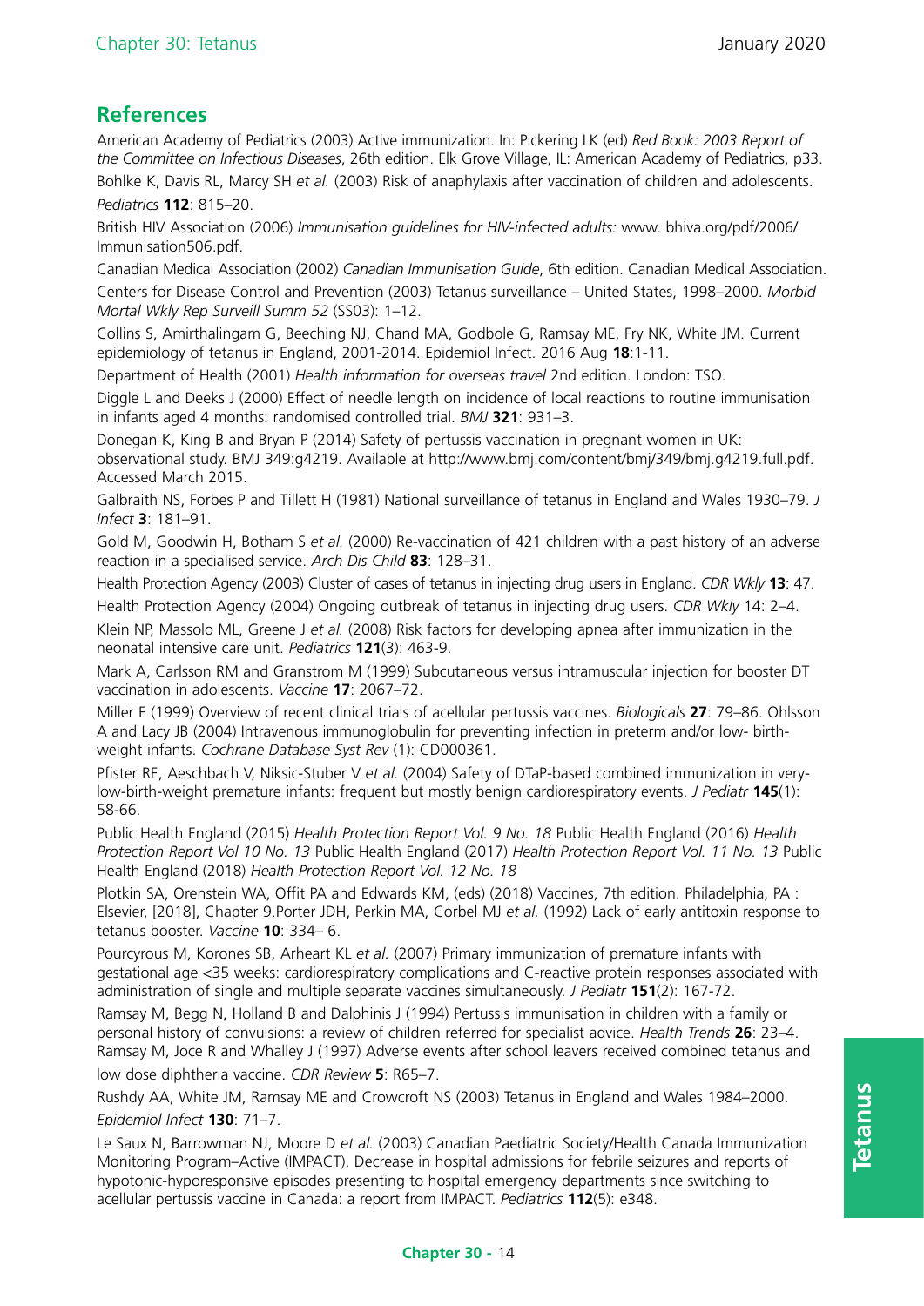## References

American Academy of Pediatrics (2003) Active immunization. In: Pickering LK (ed) *Red Book: 2003 Report of the Committee on Infectious Diseases*, 26th edition. Elk Grove Village, IL: American Academy of Pediatrics, p33.

Bohlke K, Davis RL, Marcy SH *et al.* (2003) Risk of anaphylaxis after vaccination of children and adolescents. *Pediatrics* **112**: 815–20.

British HIV Association (2006) *Immunisation guidelines for HIV-infected adults:* www. bhiva.org/pdf/2006/ Immunisation506.pdf.

Canadian Medical Association (2002) *Canadian Immunisation Guide*, 6th edition. Canadian Medical Association.

Centers for Disease Control and Prevention (2003) Tetanus surveillance – United States, 1998–2000. *Morbid Mortal Wkly Rep Surveill Summ 52* (SS03): 1–12.

Collins S, Amirthalingam G, Beeching NJ, Chand MA, Godbole G, Ramsay ME, Fry NK, White JM. Current epidemiology of tetanus in England, 2001-2014. Epidemiol Infect. 2016 Aug **18**:1-11.

Department of Health (2001) *Health information for overseas travel* 2nd edition. London: TSO.

Diggle L and Deeks J (2000) Effect of needle length on incidence of local reactions to routine immunisation in infants aged 4 months: randomised controlled trial. *BMJ* **321**: 931–3.

Donegan K, King B and Bryan P (2014) Safety of pertussis vaccination in pregnant women in UK: observational study. BMJ 349:g4219. Available at http://www.bmj.com/content/bmj/349/bmj.g4219.full.pdf. Accessed March 2015.

Galbraith NS, Forbes P and Tillett H (1981) National surveillance of tetanus in England and Wales 1930–79. *J Infect* **3**: 181–91.

Gold M, Goodwin H, Botham S *et al.* (2000) Re-vaccination of 421 children with a past history of an adverse reaction in a specialised service. *Arch Dis Child* **83**: 128–31.

Health Protection Agency (2003) Cluster of cases of tetanus in injecting drug users in England. *CDR Wkly* **13**: 47.

Health Protection Agency (2004) Ongoing outbreak of tetanus in injecting drug users. *CDR Wkly* 14: 2–4.

Klein NP, Massolo ML, Greene J *et al.* (2008) Risk factors for developing apnea after immunization in the neonatal intensive care unit. *Pediatrics* **121**(3): 463-9.

Mark A, Carlsson RM and Granstrom M (1999) Subcutaneous versus intramuscular injection for booster DT vaccination in adolescents. *Vaccine* **17**: 2067–72.

Miller E (1999) Overview of recent clinical trials of acellular pertussis vaccines. *Biologicals* **27**: 79–86. Ohlsson A and Lacy JB (2004) Intravenous immunoglobulin for preventing infection in preterm and/or low- birth-weight infants. *Cochrane Database Syst Rev* (1): CD000361.

Pfister RE, Aeschbach V, Niksic-Stuber V *et al.* (2004) Safety of DTaP-based combined immunization in very-low-birth-weight premature infants: frequent but mostly benign cardiorespiratory events. *J Pediatr* **145**(1): 58-66.

Public Health England (2015) *Health Protection Report Vol. 9 No. 18* Public Health England (2016) *Health Protection Report Vol 10 No. 13* Public Health England (2017) *Health Protection Report Vol. 11 No. 13* Public Health England (2018) *Health Protection Report Vol. 12 No. 18*

Plotkin SA, Orenstein WA, Offit PA and Edwards KM, (eds) (2018) Vaccines, 7th edition. Philadelphia, PA : Elsevier, [2018], Chapter 9.Porter JDH, Perkin MA, Corbel MJ *et al.* (1992) Lack of early antitoxin response to tetanus booster. *Vaccine* **10**: 334– 6.

Pourcyrous M, Korones SB, Arheart KL *et al.* (2007) Primary immunization of premature infants with gestational age <35 weeks: cardiorespiratory complications and C-reactive protein responses associated with administration of single and multiple separate vaccines simultaneously. *J Pediatr* **151**(2): 167-72.

Ramsay M, Begg N, Holland B and Dalphinis J (1994) Pertussis immunisation in children with a family or personal history of convulsions: a review of children referred for specialist advice. *Health Trends* **26**: 23–4. Ramsay M, Joce R and Whalley J (1997) Adverse events after school leavers received combined tetanus and low dose diphtheria vaccine. *CDR Review* **5**: R65–7.

Rushdy AA, White JM, Ramsay ME and Crowcroft NS (2003) Tetanus in England and Wales 1984–2000. *Epidemiol Infect* **130**: 71–7.

Le Saux N, Barrowman NJ, Moore D *et al.* (2003) Canadian Paediatric Society/Health Canada Immunization Monitoring Program–Active (IMPACT). Decrease in hospital admissions for febrile seizures and reports of hypotonic-hyporesponsive episodes presenting to hospital emergency departments since switching to acellular pertussis vaccine in Canada: a report from IMPACT. *Pediatrics* **112**(5): e348.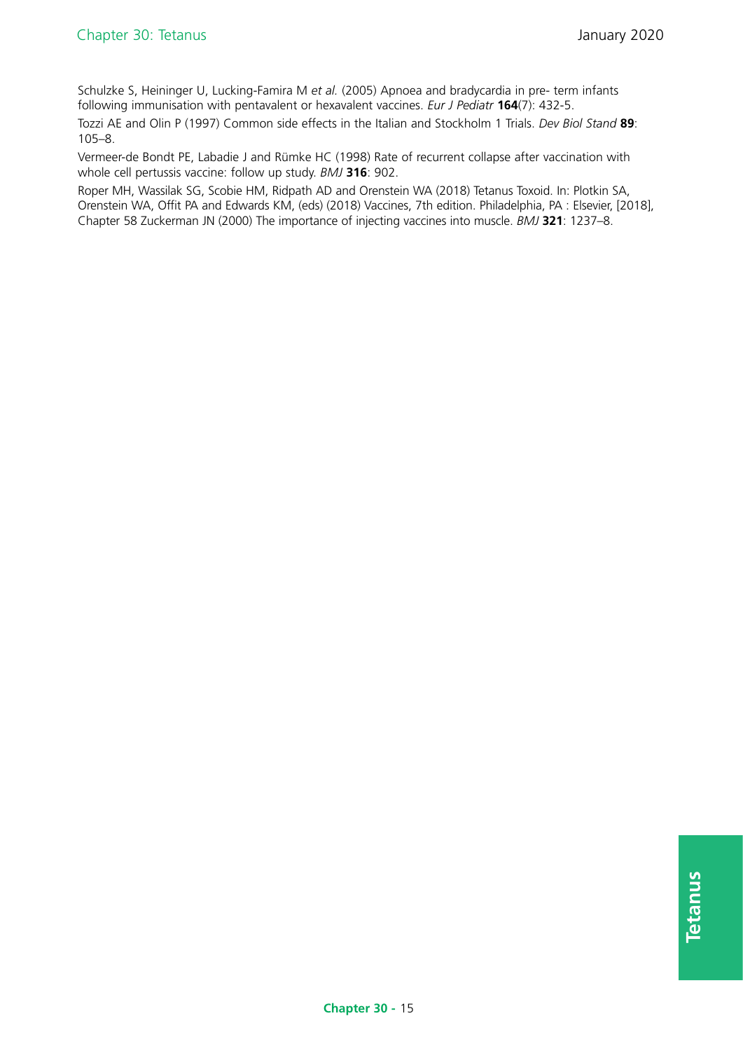Schulzke S, Heininger U, Lucking-Famira M *et al.* (2005) Apnoea and bradycardia in pre- term infants following immunisation with pentavalent or hexavalent vaccines. *Eur J Pediatr* **164**(7): 432-5.

Tozzi AE and Olin P (1997) Common side effects in the Italian and Stockholm 1 Trials. *Dev Biol Stand* **89**: 105–8.

Vermeer-de Bondt PE, Labadie J and Rümke HC (1998) Rate of recurrent collapse after vaccination with whole cell pertussis vaccine: follow up study. *BMJ* **316**: 902.

Roper MH, Wassilak SG, Scobie HM, Ridpath AD and Orenstein WA (2018) Tetanus Toxoid. In: Plotkin SA, Orenstein WA, Offit PA and Edwards KM, (eds) (2018) Vaccines, 7th edition. Philadelphia, PA : Elsevier, [2018], Chapter 58 Zuckerman JN (2000) The importance of injecting vaccines into muscle. *BMJ* **321**: 1237–8.